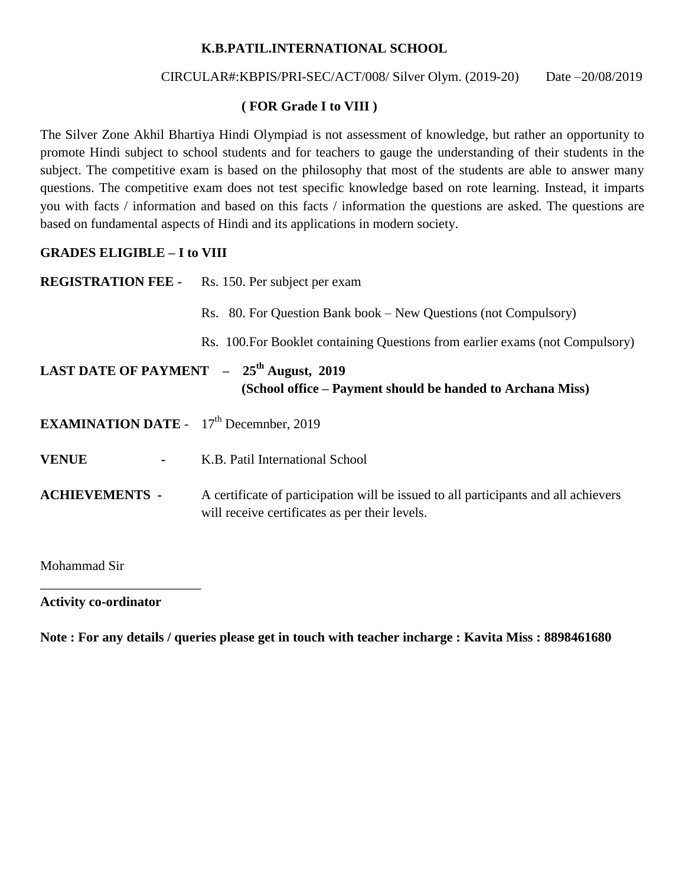**K.B.PATIL.INTERNATIONAL SCHOOL**

CIRCULAR#:KBPIS/PRI-SEC/ACT/008/ Silver Olym. (2019-20) Date –20/08/2019

**( FOR Grade I to VIII )**

The Silver Zone Akhil Bhartiya Hindi Olympiad is not assessment of knowledge, but rather an opportunity to promote Hindi subject to school students and for teachers to gauge the understanding of their students in the subject. The competitive exam is based on the philosophy that most of the students are able to answer many questions. The competitive exam does not test specific knowledge based on rote learning. Instead, it imparts you with facts / information and based on this facts / information the questions are asked. The questions are based on fundamental aspects of Hindi and its applications in modern society.

**GRADES ELIGIBLE – I to VIII**

**REGISTRATION FEE -** Rs. 150. Per subject per exam

Rs. 80. For Question Bank book – New Questions (not Compulsory)

Rs. 100.For Booklet containing Questions from earlier exams (not Compulsory)

**LAST DATE OF PAYMENT – 25th August, 2019**
**(School office – Payment should be handed to Archana Miss)**

**EXAMINATION DATE -** 17th Decemnber, 2019

**VENUE -** K.B. Patil International School

**ACHIEVEMENTS -** A certificate of participation will be issued to all participants and all achievers will receive certificates as per their levels.

Mohammad Sir

________________________

**Activity co-ordinator**

**Note : For any details / queries please get in touch with teacher incharge : Kavita Miss : 8898461680**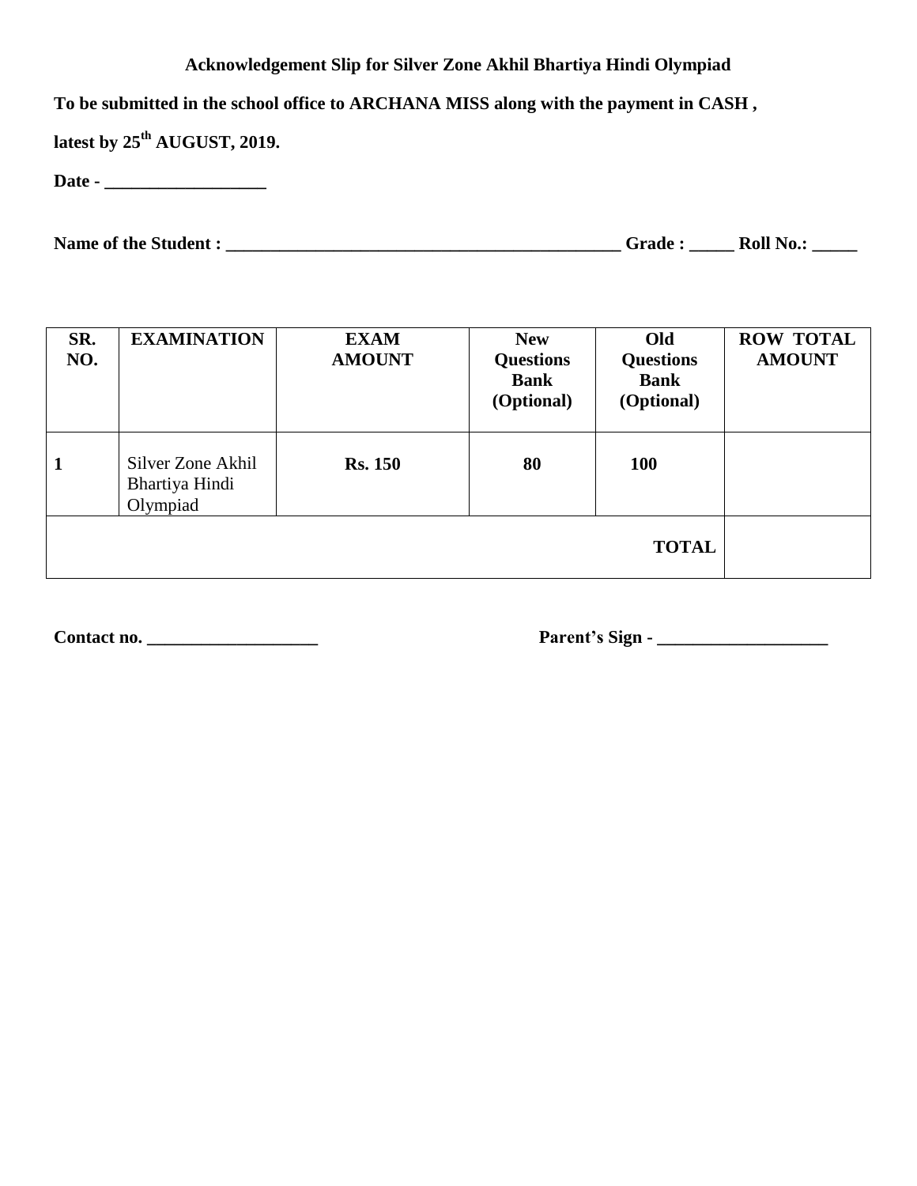**Acknowledgement Slip for Silver Zone Akhil Bhartiya Hindi Olympiad**

**To be submitted in the school office to ARCHANA MISS along with the payment in CASH ,**

**latest by 25th AUGUST, 2019.**

**Date - __________________**

**Name of the Student : _____________________________________________ Grade : _____ Roll No.: _____**

| SR. NO. | EXAMINATION | EXAM AMOUNT | New Questions Bank (Optional) | Old Questions Bank (Optional) | ROW TOTAL AMOUNT |
|---|---|---|---|---|---|
| **1** | Silver Zone Akhil Bhartiya Hindi Olympiad | **Rs. 150** | **80** | **100** | |
| | | | | **TOTAL** | |

**Contact no. ___________________** **Parent's Sign - ___________________**